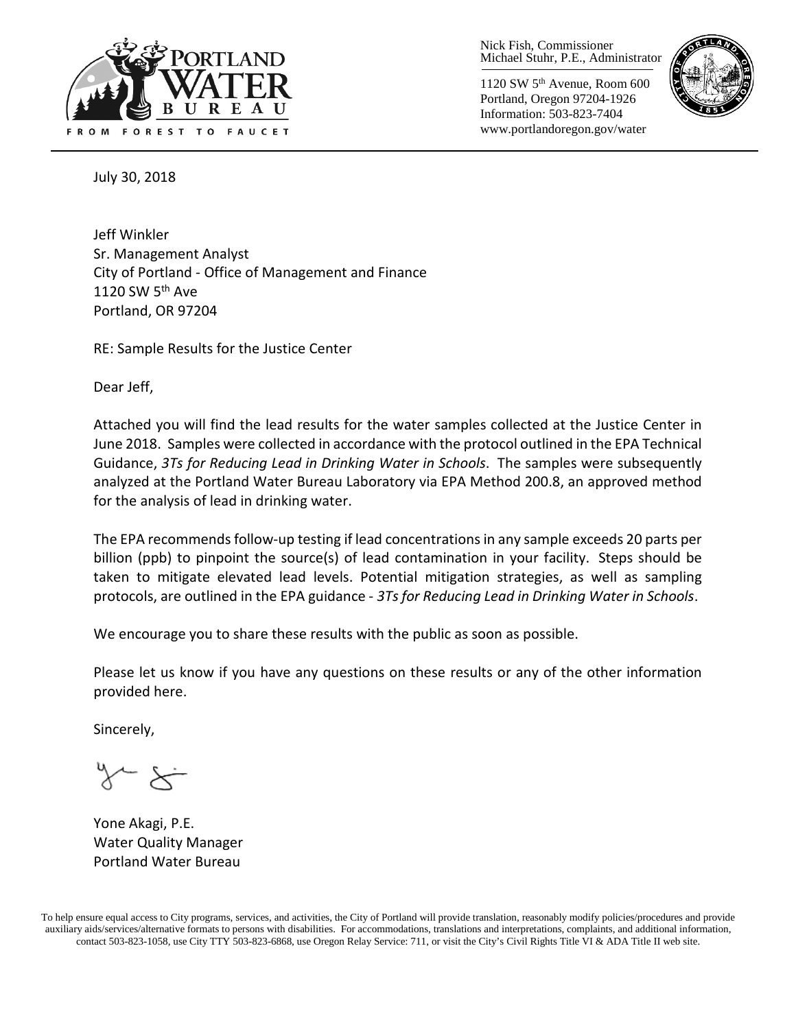PORTLAND WATER BUREAU

FROM FOREST TO FAUCET

Nick Fish, Commissioner
Michael Stuhr, P.E., Administrator

1120 SW 5th Avenue, Room 600
Portland, Oregon 97204-1926
Information: 503-823-7404
www.portlandoregon.gov/water

July 30, 2018

Jeff Winkler
Sr. Management Analyst
City of Portland - Office of Management and Finance
1120 SW 5th Ave
Portland, OR 97204

RE: Sample Results for the Justice Center

Dear Jeff,

Attached you will find the lead results for the water samples collected at the Justice Center in June 2018. Samples were collected in accordance with the protocol outlined in the EPA Technical Guidance, *3Ts for Reducing Lead in Drinking Water in Schools*. The samples were subsequently analyzed at the Portland Water Bureau Laboratory via EPA Method 200.8, an approved method for the analysis of lead in drinking water.

The EPA recommends follow-up testing if lead concentrations in any sample exceeds 20 parts per billion (ppb) to pinpoint the source(s) of lead contamination in your facility. Steps should be taken to mitigate elevated lead levels. Potential mitigation strategies, as well as sampling protocols, are outlined in the EPA guidance - *3Ts for Reducing Lead in Drinking Water in Schools*.

We encourage you to share these results with the public as soon as possible.

Please let us know if you have any questions on these results or any of the other information provided here.

Sincerely,

Yone Akagi, P.E.
Water Quality Manager
Portland Water Bureau

To help ensure equal access to City programs, services, and activities, the City of Portland will provide translation, reasonably modify policies/procedures and provide auxiliary aids/services/alternative formats to persons with disabilities. For accommodations, translations and interpretations, complaints, and additional information, contact 503-823-1058, use City TTY 503-823-6868, use Oregon Relay Service: 711, or visit the City's Civil Rights Title VI & ADA Title II web site.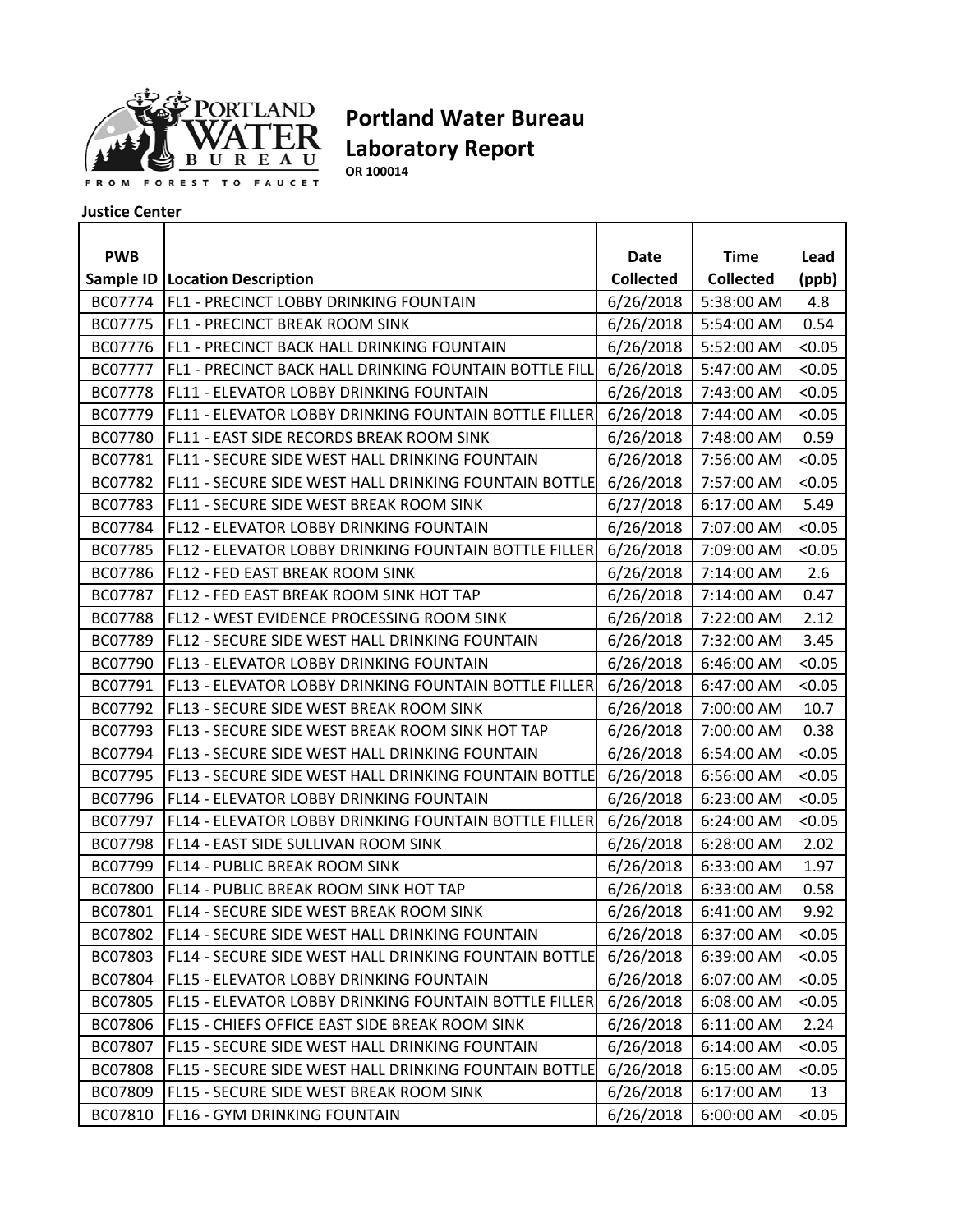# Portland Water Bureau

# Laboratory Report

**OR 100014**

**Justice Center**

| PWB Sample ID | Location Description | Date Collected | Time Collected | Lead (ppb) |
|---|---|---|---|---|
| BC07774 | FL1 - PRECINCT LOBBY DRINKING FOUNTAIN | 6/26/2018 | 5:38:00 AM | 4.8 |
| BC07775 | FL1 - PRECINCT BREAK ROOM SINK | 6/26/2018 | 5:54:00 AM | 0.54 |
| BC07776 | FL1 - PRECINCT BACK HALL DRINKING FOUNTAIN | 6/26/2018 | 5:52:00 AM | <0.05 |
| BC07777 | FL1 - PRECINCT BACK HALL DRINKING FOUNTAIN BOTTLE FILL | 6/26/2018 | 5:47:00 AM | <0.05 |
| BC07778 | FL11 - ELEVATOR LOBBY DRINKING FOUNTAIN | 6/26/2018 | 7:43:00 AM | <0.05 |
| BC07779 | FL11 - ELEVATOR LOBBY DRINKING FOUNTAIN BOTTLE FILLER | 6/26/2018 | 7:44:00 AM | <0.05 |
| BC07780 | FL11 - EAST SIDE RECORDS BREAK ROOM SINK | 6/26/2018 | 7:48:00 AM | 0.59 |
| BC07781 | FL11 - SECURE SIDE WEST HALL DRINKING FOUNTAIN | 6/26/2018 | 7:56:00 AM | <0.05 |
| BC07782 | FL11 - SECURE SIDE WEST HALL DRINKING FOUNTAIN BOTTLE | 6/26/2018 | 7:57:00 AM | <0.05 |
| BC07783 | FL11 - SECURE SIDE WEST BREAK ROOM SINK | 6/27/2018 | 6:17:00 AM | 5.49 |
| BC07784 | FL12 - ELEVATOR LOBBY DRINKING FOUNTAIN | 6/26/2018 | 7:07:00 AM | <0.05 |
| BC07785 | FL12 - ELEVATOR LOBBY DRINKING FOUNTAIN BOTTLE FILLER | 6/26/2018 | 7:09:00 AM | <0.05 |
| BC07786 | FL12 - FED EAST BREAK ROOM SINK | 6/26/2018 | 7:14:00 AM | 2.6 |
| BC07787 | FL12 - FED EAST BREAK ROOM SINK HOT TAP | 6/26/2018 | 7:14:00 AM | 0.47 |
| BC07788 | FL12 - WEST EVIDENCE PROCESSING ROOM SINK | 6/26/2018 | 7:22:00 AM | 2.12 |
| BC07789 | FL12 - SECURE SIDE WEST HALL DRINKING FOUNTAIN | 6/26/2018 | 7:32:00 AM | 3.45 |
| BC07790 | FL13 - ELEVATOR LOBBY DRINKING FOUNTAIN | 6/26/2018 | 6:46:00 AM | <0.05 |
| BC07791 | FL13 - ELEVATOR LOBBY DRINKING FOUNTAIN BOTTLE FILLER | 6/26/2018 | 6:47:00 AM | <0.05 |
| BC07792 | FL13 - SECURE SIDE WEST BREAK ROOM SINK | 6/26/2018 | 7:00:00 AM | 10.7 |
| BC07793 | FL13 - SECURE SIDE WEST BREAK ROOM SINK HOT TAP | 6/26/2018 | 7:00:00 AM | 0.38 |
| BC07794 | FL13 - SECURE SIDE WEST HALL DRINKING FOUNTAIN | 6/26/2018 | 6:54:00 AM | <0.05 |
| BC07795 | FL13 - SECURE SIDE WEST HALL DRINKING FOUNTAIN BOTTLE | 6/26/2018 | 6:56:00 AM | <0.05 |
| BC07796 | FL14 - ELEVATOR LOBBY DRINKING FOUNTAIN | 6/26/2018 | 6:23:00 AM | <0.05 |
| BC07797 | FL14 - ELEVATOR LOBBY DRINKING FOUNTAIN BOTTLE FILLER | 6/26/2018 | 6:24:00 AM | <0.05 |
| BC07798 | FL14 - EAST SIDE SULLIVAN ROOM SINK | 6/26/2018 | 6:28:00 AM | 2.02 |
| BC07799 | FL14 - PUBLIC BREAK ROOM SINK | 6/26/2018 | 6:33:00 AM | 1.97 |
| BC07800 | FL14 - PUBLIC BREAK ROOM SINK HOT TAP | 6/26/2018 | 6:33:00 AM | 0.58 |
| BC07801 | FL14 - SECURE SIDE WEST BREAK ROOM SINK | 6/26/2018 | 6:41:00 AM | 9.92 |
| BC07802 | FL14 - SECURE SIDE WEST HALL DRINKING FOUNTAIN | 6/26/2018 | 6:37:00 AM | <0.05 |
| BC07803 | FL14 - SECURE SIDE WEST HALL DRINKING FOUNTAIN BOTTLE | 6/26/2018 | 6:39:00 AM | <0.05 |
| BC07804 | FL15 - ELEVATOR LOBBY DRINKING FOUNTAIN | 6/26/2018 | 6:07:00 AM | <0.05 |
| BC07805 | FL15 - ELEVATOR LOBBY DRINKING FOUNTAIN BOTTLE FILLER | 6/26/2018 | 6:08:00 AM | <0.05 |
| BC07806 | FL15 - CHIEFS OFFICE EAST SIDE BREAK ROOM SINK | 6/26/2018 | 6:11:00 AM | 2.24 |
| BC07807 | FL15 - SECURE SIDE WEST HALL DRINKING FOUNTAIN | 6/26/2018 | 6:14:00 AM | <0.05 |
| BC07808 | FL15 - SECURE SIDE WEST HALL DRINKING FOUNTAIN BOTTLE | 6/26/2018 | 6:15:00 AM | <0.05 |
| BC07809 | FL15 - SECURE SIDE WEST BREAK ROOM SINK | 6/26/2018 | 6:17:00 AM | 13 |
| BC07810 | FL16 - GYM DRINKING FOUNTAIN | 6/26/2018 | 6:00:00 AM | <0.05 |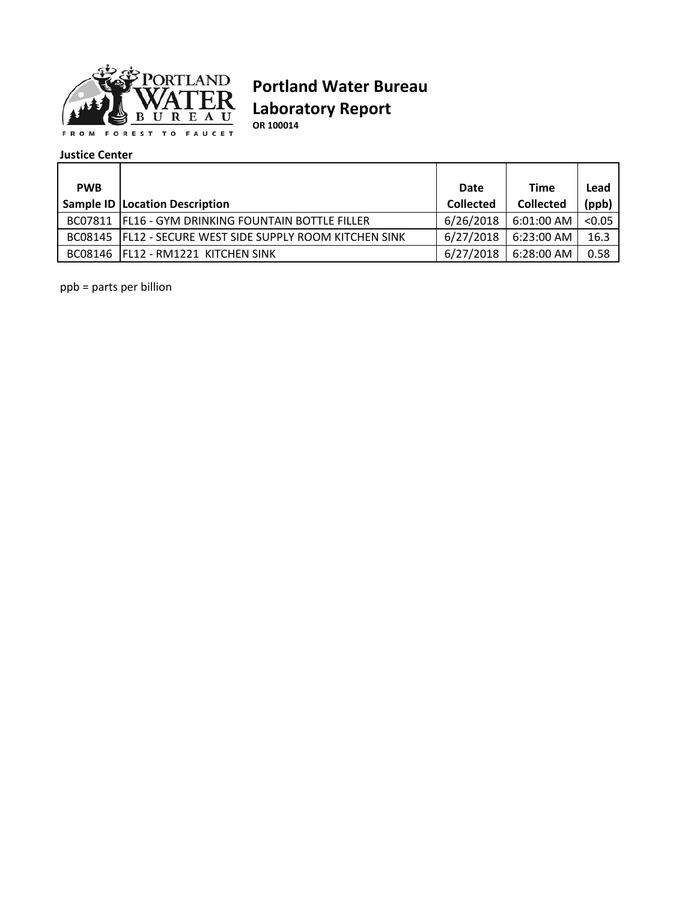# Portland Water Bureau Laboratory Report

**OR 100014**

**Justice Center**

| PWB Sample ID | Location Description | Date Collected | Time Collected | Lead (ppb) |
|---|---|---|---|---|
| BC07811 | FL16 - GYM DRINKING FOUNTAIN BOTTLE FILLER | 6/26/2018 | 6:01:00 AM | <0.05 |
| BC08145 | FL12 - SECURE WEST SIDE SUPPLY ROOM KITCHEN SINK | 6/27/2018 | 6:23:00 AM | 16.3 |
| BC08146 | FL12 - RM1221 KITCHEN SINK | 6/27/2018 | 6:28:00 AM | 0.58 |

ppb = parts per billion